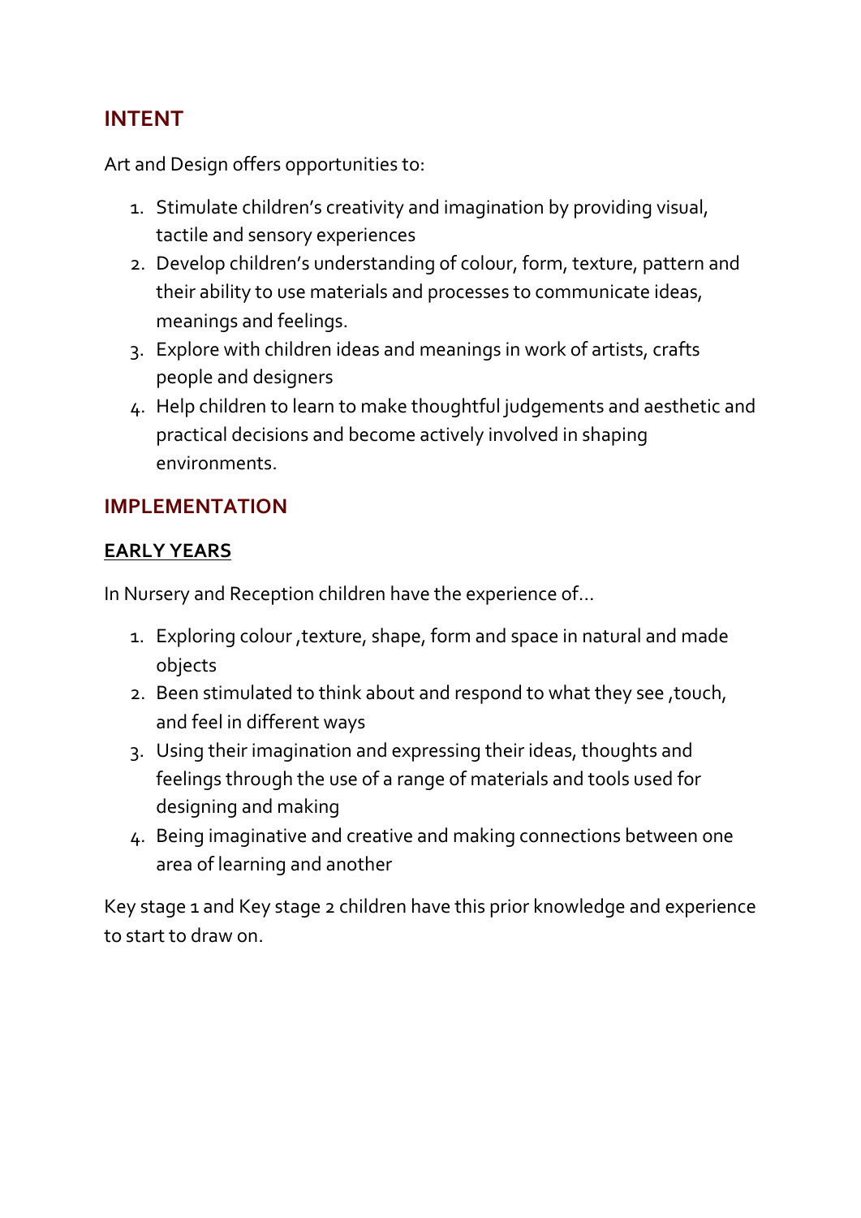## INTENT

Art and Design offers opportunities to:

1. Stimulate children's creativity and imagination by providing visual, tactile and sensory experiences
2. Develop children's understanding of colour, form, texture, pattern and their ability to use materials and processes to communicate ideas, meanings and feelings.
3. Explore with children ideas and meanings in work of artists, crafts people and designers
4. Help children to learn to make thoughtful judgements and aesthetic and practical decisions and become actively involved in shaping environments.

## IMPLEMENTATION

### EARLY YEARS

In Nursery and Reception children have the experience of...

1. Exploring colour ,texture, shape, form and space in natural and made objects
2. Been stimulated to think about and respond to what they see ,touch, and feel in different ways
3. Using their imagination and expressing their ideas, thoughts and feelings through the use of a range of materials and tools used for designing and making
4. Being imaginative and creative and making connections between one area of learning and another

Key stage 1 and Key stage 2 children have this prior knowledge and experience to start to draw on.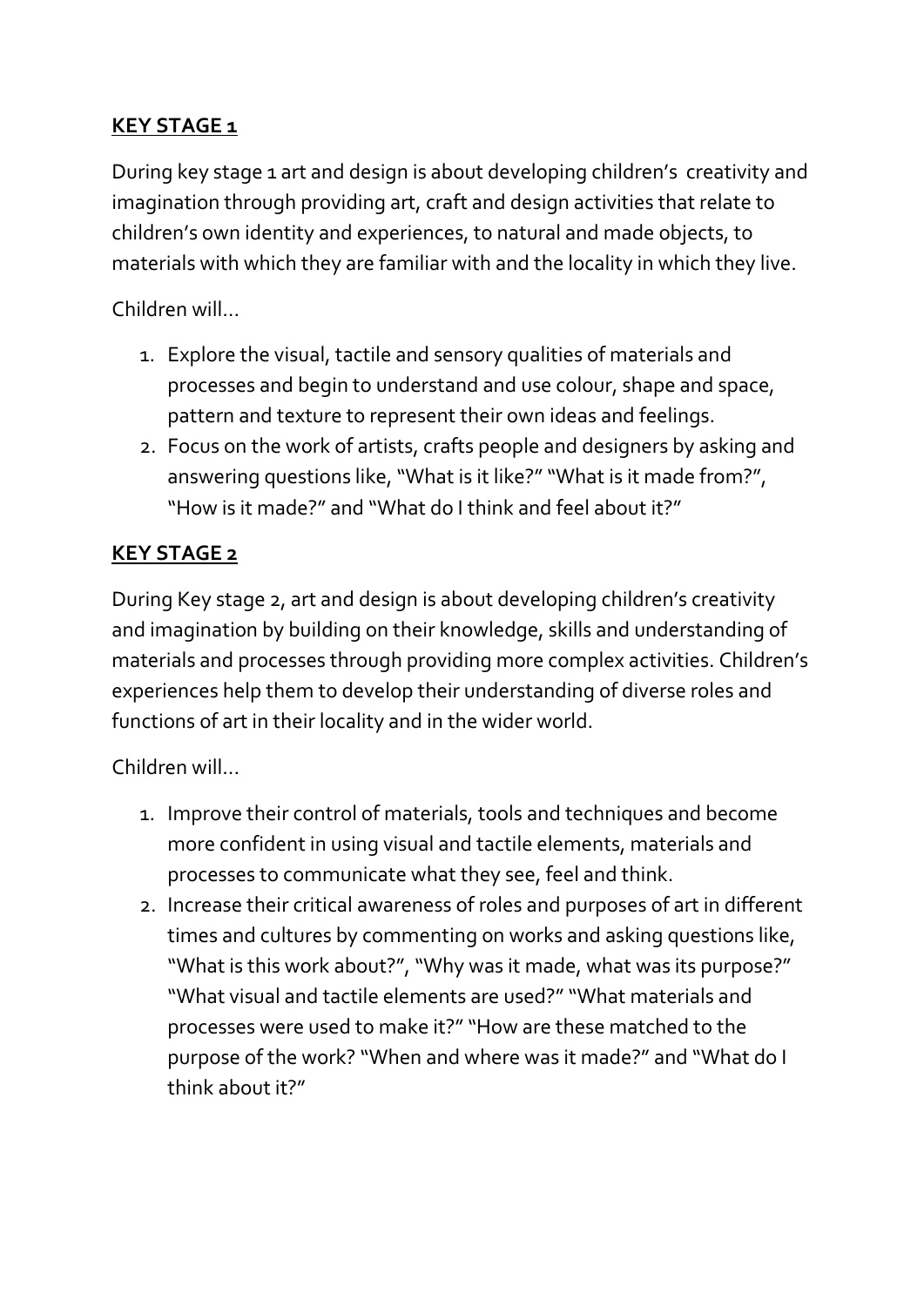## **KEY STAGE 1**

During key stage 1 art and design is about developing children's creativity and imagination through providing art, craft and design activities that relate to children's own identity and experiences, to natural and made objects, to materials with which they are familiar with and the locality in which they live.

Children will...

1. Explore the visual, tactile and sensory qualities of materials and processes and begin to understand and use colour, shape and space, pattern and texture to represent their own ideas and feelings.
2. Focus on the work of artists, crafts people and designers by asking and answering questions like, "What is it like?" "What is it made from?", "How is it made?" and "What do I think and feel about it?"

## **KEY STAGE 2**

During Key stage 2, art and design is about developing children's creativity and imagination by building on their knowledge, skills and understanding of materials and processes through providing more complex activities. Children's experiences help them to develop their understanding of diverse roles and functions of art in their locality and in the wider world.

Children will...

1. Improve their control of materials, tools and techniques and become more confident in using visual and tactile elements, materials and processes to communicate what they see, feel and think.
2. Increase their critical awareness of roles and purposes of art in different times and cultures by commenting on works and asking questions like, "What is this work about?", "Why was it made, what was its purpose?" "What visual and tactile elements are used?" "What materials and processes were used to make it?" "How are these matched to the purpose of the work? "When and where was it made?" and "What do I think about it?"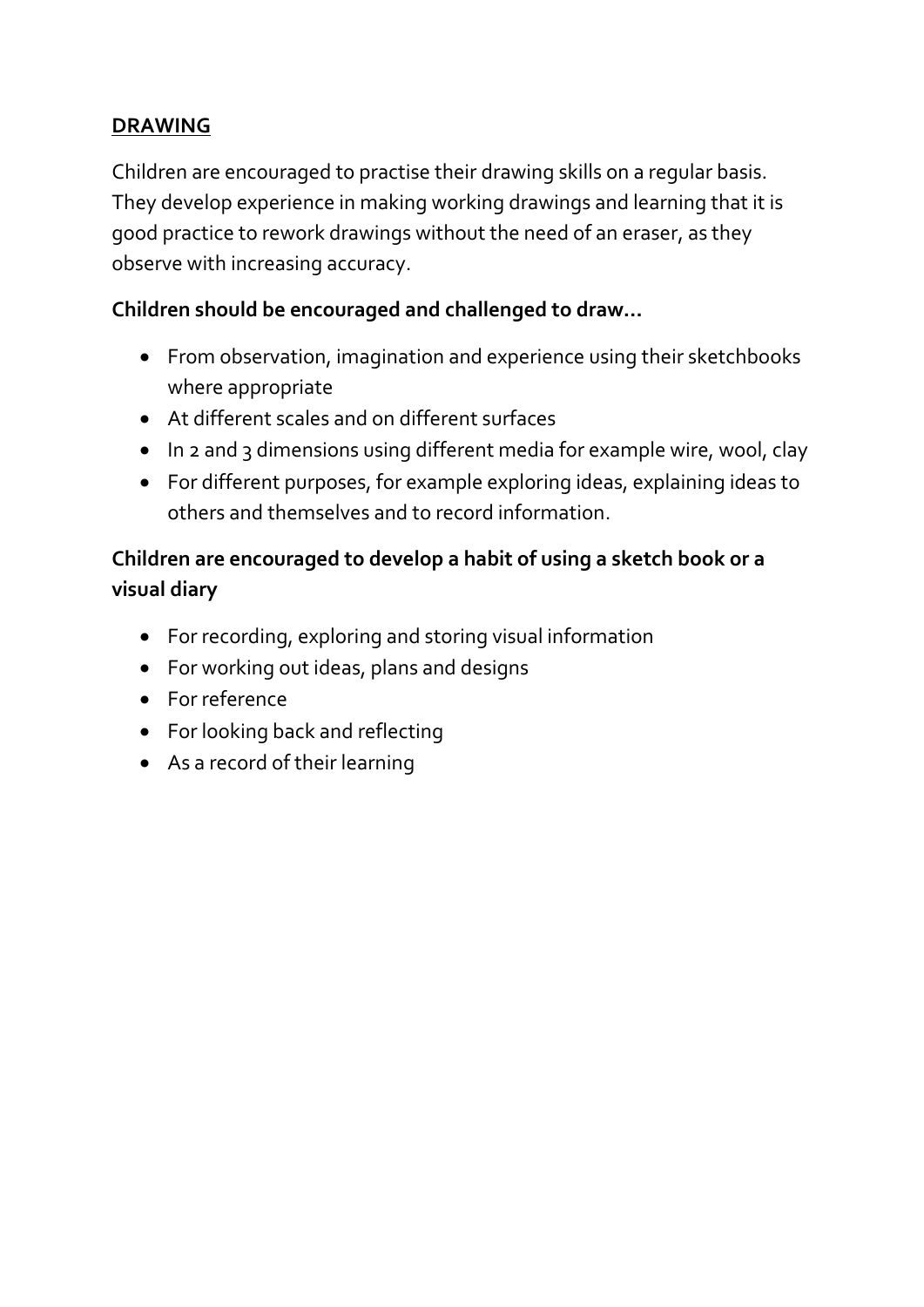## DRAWING

Children are encouraged to practise their drawing skills on a regular basis. They develop experience in making working drawings and learning that it is good practice to rework drawings without the need of an eraser, as they observe with increasing accuracy.

**Children should be encouraged and challenged to draw…**

- From observation, imagination and experience using their sketchbooks where appropriate
- At different scales and on different surfaces
- In 2 and 3 dimensions using different media for example wire, wool, clay
- For different purposes, for example exploring ideas, explaining ideas to others and themselves and to record information.

**Children are encouraged to develop a habit of using a sketch book or a visual diary**

- For recording, exploring and storing visual information
- For working out ideas, plans and designs
- For reference
- For looking back and reflecting
- As a record of their learning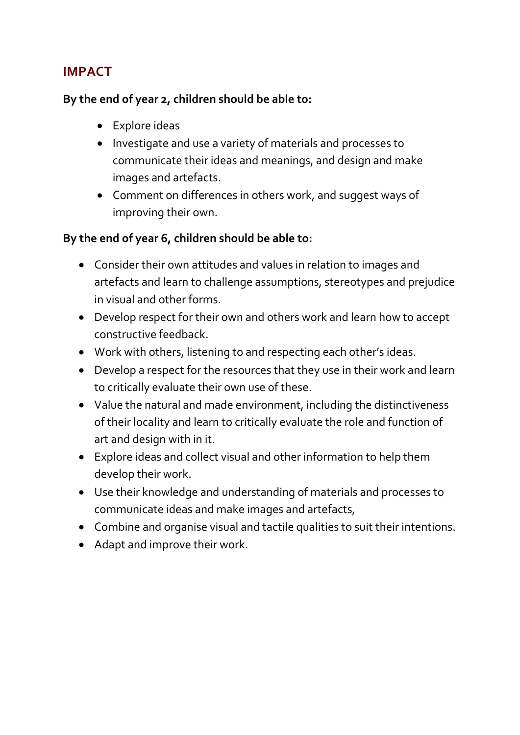## IMPACT

**By the end of year 2, children should be able to:**

- Explore ideas
- Investigate and use a variety of materials and processes to communicate their ideas and meanings, and design and make images and artefacts.
- Comment on differences in others work, and suggest ways of improving their own.

**By the end of year 6, children should be able to:**

- Consider their own attitudes and values in relation to images and artefacts and learn to challenge assumptions, stereotypes and prejudice in visual and other forms.
- Develop respect for their own and others work and learn how to accept constructive feedback.
- Work with others, listening to and respecting each other's ideas.
- Develop a respect for the resources that they use in their work and learn to critically evaluate their own use of these.
- Value the natural and made environment, including the distinctiveness of their locality and learn to critically evaluate the role and function of art and design with in it.
- Explore ideas and collect visual and other information to help them develop their work.
- Use their knowledge and understanding of materials and processes to communicate ideas and make images and artefacts,
- Combine and organise visual and tactile qualities to suit their intentions.
- Adapt and improve their work.